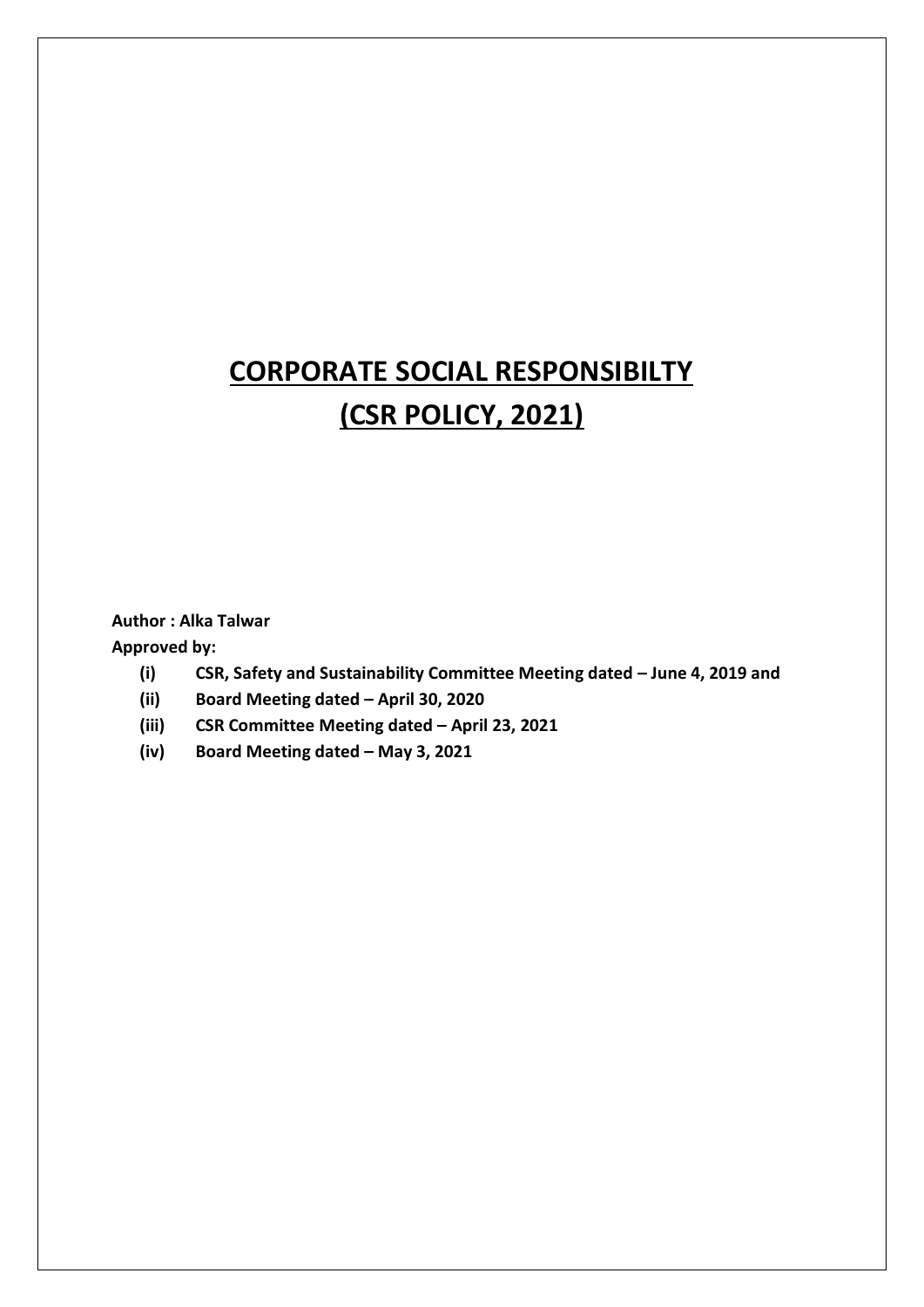# CORPORATE SOCIAL RESPONSIBILTY

# (CSR POLICY, 2021)

**Author : Alka Talwar**

**Approved by:**

- **(i) CSR, Safety and Sustainability Committee Meeting dated – June 4, 2019 and**
- **(ii) Board Meeting dated – April 30, 2020**
- **(iii) CSR Committee Meeting dated – April 23, 2021**
- **(iv) Board Meeting dated – May 3, 2021**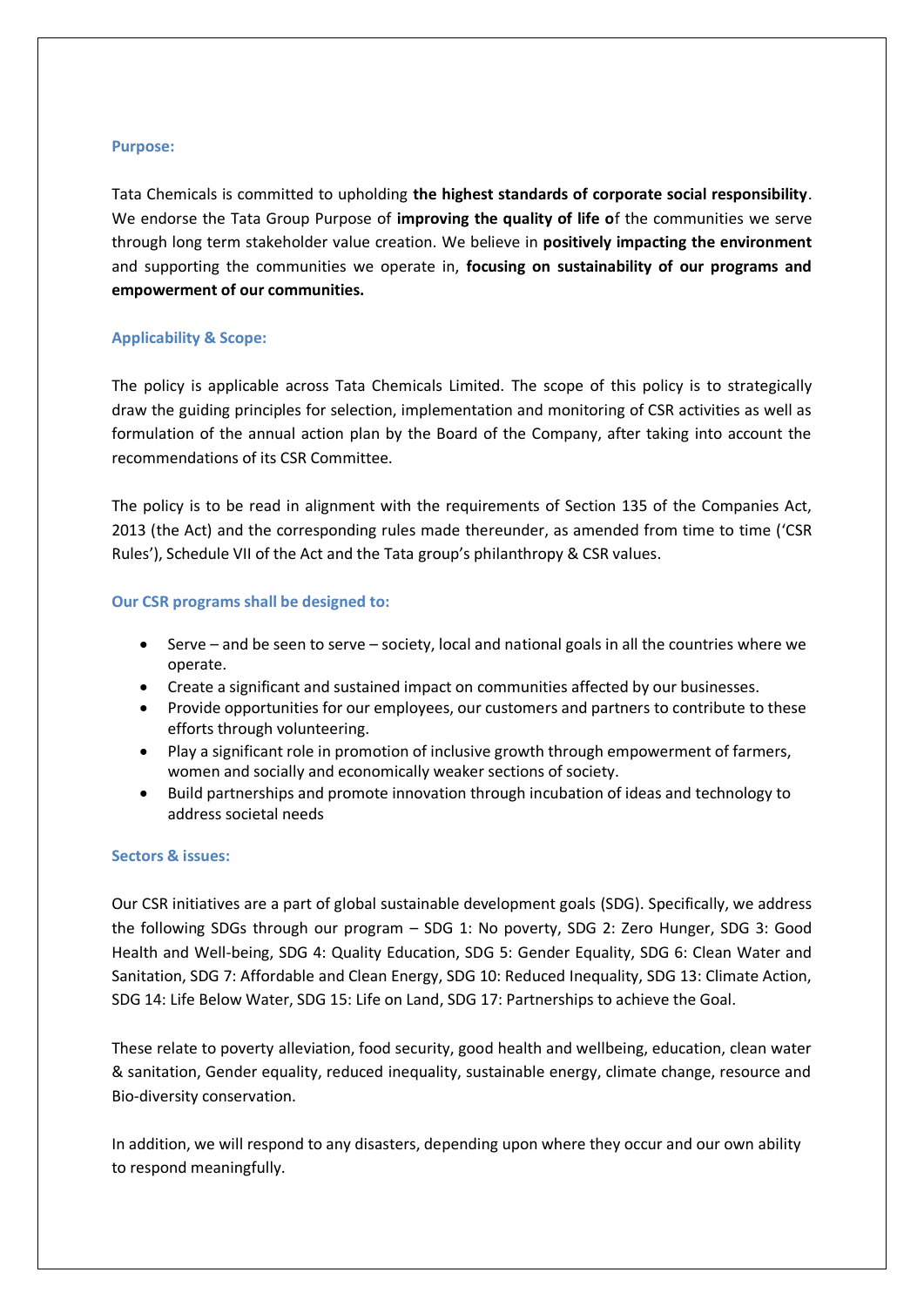## Purpose:

Tata Chemicals is committed to upholding **the highest standards of corporate social responsibility**. We endorse the Tata Group Purpose of **improving the quality of life o**f the communities we serve through long term stakeholder value creation. We believe in **positively impacting the environment** and supporting the communities we operate in, **focusing on sustainability of our programs and empowerment of our communities.**

## Applicability & Scope:

The policy is applicable across Tata Chemicals Limited. The scope of this policy is to strategically draw the guiding principles for selection, implementation and monitoring of CSR activities as well as formulation of the annual action plan by the Board of the Company, after taking into account the recommendations of its CSR Committee.

The policy is to be read in alignment with the requirements of Section 135 of the Companies Act, 2013 (the Act) and the corresponding rules made thereunder, as amended from time to time ('CSR Rules'), Schedule VII of the Act and the Tata group's philanthropy & CSR values.

## Our CSR programs shall be designed to:

- Serve – and be seen to serve – society, local and national goals in all the countries where we operate.
- Create a significant and sustained impact on communities affected by our businesses.
- Provide opportunities for our employees, our customers and partners to contribute to these efforts through volunteering.
- Play a significant role in promotion of inclusive growth through empowerment of farmers, women and socially and economically weaker sections of society.
- Build partnerships and promote innovation through incubation of ideas and technology to address societal needs

## Sectors & issues:

Our CSR initiatives are a part of global sustainable development goals (SDG). Specifically, we address the following SDGs through our program – SDG 1: No poverty, SDG 2: Zero Hunger, SDG 3: Good Health and Well-being, SDG 4: Quality Education, SDG 5: Gender Equality, SDG 6: Clean Water and Sanitation, SDG 7: Affordable and Clean Energy, SDG 10: Reduced Inequality, SDG 13: Climate Action, SDG 14: Life Below Water, SDG 15: Life on Land, SDG 17: Partnerships to achieve the Goal.

These relate to poverty alleviation, food security, good health and wellbeing, education, clean water & sanitation, Gender equality, reduced inequality, sustainable energy, climate change, resource and Bio-diversity conservation.

In addition, we will respond to any disasters, depending upon where they occur and our own ability to respond meaningfully.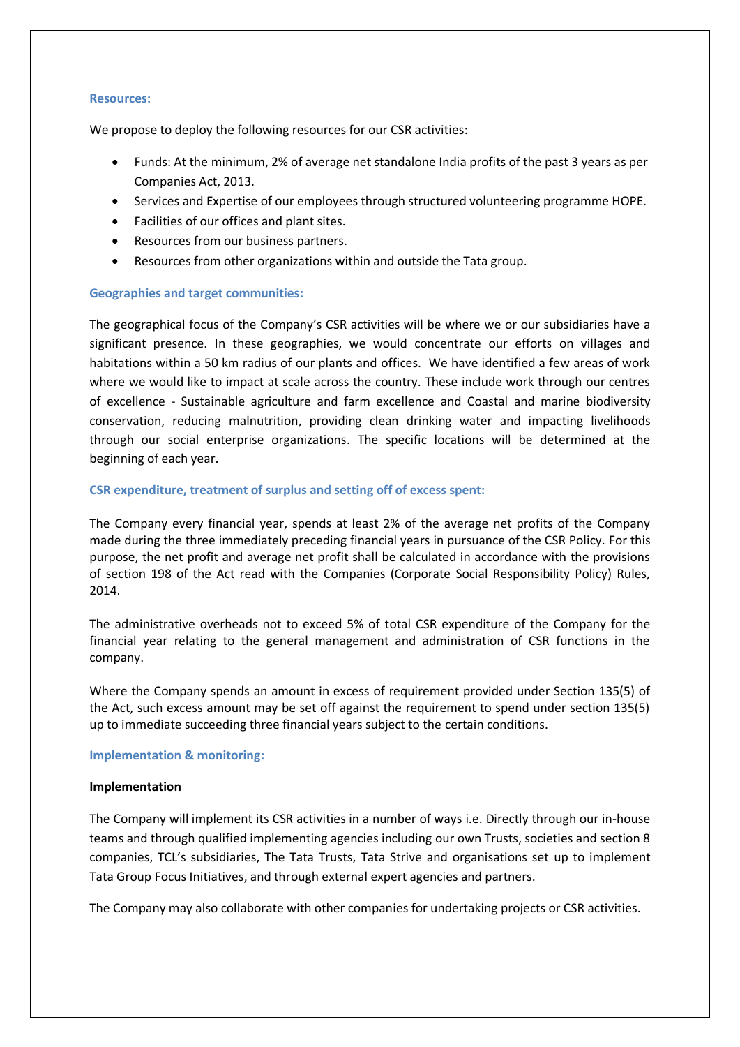### Resources:

We propose to deploy the following resources for our CSR activities:

- Funds: At the minimum, 2% of average net standalone India profits of the past 3 years as per Companies Act, 2013.
- Services and Expertise of our employees through structured volunteering programme HOPE.
- Facilities of our offices and plant sites.
- Resources from our business partners.
- Resources from other organizations within and outside the Tata group.

### Geographies and target communities:

The geographical focus of the Company's CSR activities will be where we or our subsidiaries have a significant presence. In these geographies, we would concentrate our efforts on villages and habitations within a 50 km radius of our plants and offices. We have identified a few areas of work where we would like to impact at scale across the country. These include work through our centres of excellence - Sustainable agriculture and farm excellence and Coastal and marine biodiversity conservation, reducing malnutrition, providing clean drinking water and impacting livelihoods through our social enterprise organizations. The specific locations will be determined at the beginning of each year.

### CSR expenditure, treatment of surplus and setting off of excess spent:

The Company every financial year, spends at least 2% of the average net profits of the Company made during the three immediately preceding financial years in pursuance of the CSR Policy. For this purpose, the net profit and average net profit shall be calculated in accordance with the provisions of section 198 of the Act read with the Companies (Corporate Social Responsibility Policy) Rules, 2014.

The administrative overheads not to exceed 5% of total CSR expenditure of the Company for the financial year relating to the general management and administration of CSR functions in the company.

Where the Company spends an amount in excess of requirement provided under Section 135(5) of the Act, such excess amount may be set off against the requirement to spend under section 135(5) up to immediate succeeding three financial years subject to the certain conditions.

### Implementation & monitoring:

**Implementation**

The Company will implement its CSR activities in a number of ways i.e. Directly through our in-house teams and through qualified implementing agencies including our own Trusts, societies and section 8 companies, TCL's subsidiaries, The Tata Trusts, Tata Strive and organisations set up to implement Tata Group Focus Initiatives, and through external expert agencies and partners.

The Company may also collaborate with other companies for undertaking projects or CSR activities.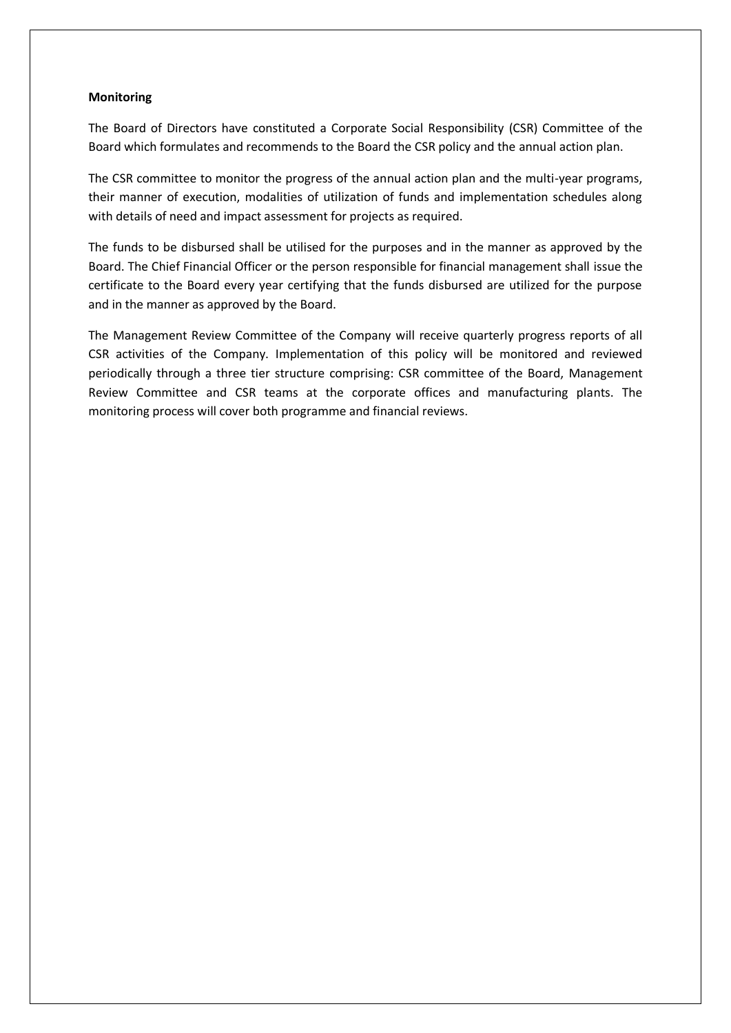**Monitoring**

The Board of Directors have constituted a Corporate Social Responsibility (CSR) Committee of the Board which formulates and recommends to the Board the CSR policy and the annual action plan.

The CSR committee to monitor the progress of the annual action plan and the multi-year programs, their manner of execution, modalities of utilization of funds and implementation schedules along with details of need and impact assessment for projects as required.

The funds to be disbursed shall be utilised for the purposes and in the manner as approved by the Board. The Chief Financial Officer or the person responsible for financial management shall issue the certificate to the Board every year certifying that the funds disbursed are utilized for the purpose and in the manner as approved by the Board.

The Management Review Committee of the Company will receive quarterly progress reports of all CSR activities of the Company. Implementation of this policy will be monitored and reviewed periodically through a three tier structure comprising: CSR committee of the Board, Management Review Committee and CSR teams at the corporate offices and manufacturing plants. The monitoring process will cover both programme and financial reviews.